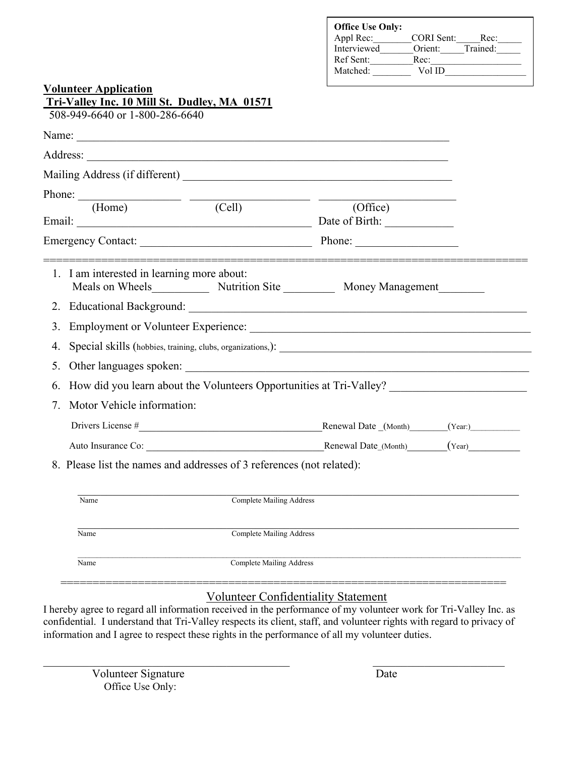**Office Use Only:**
Appl Rec:________CORI Sent:_____Rec:_____
Interviewed_______Orient:_____Trained:_____
Ref Sent:_________Rec:___________________
Matched: ________ Vol ID_________________

**Volunteer Application**

**Tri-Valley Inc. 10 Mill St. Dudley, MA 01571**

508-949-6640 or 1-800-286-6640

Name: ____________________________________________________________________

Address: __________________________________________________________________

Mailing Address (if different) ______________________________________________

Phone: _________________ _____________________ _______________________
(Home) (Cell) (Office)

Email: ________________________________________ Date of Birth: ____________

Emergency Contact: ______________________________ Phone: _________________

==========================================================================

1. I am interested in learning more about:
   Meals on Wheels__________ Nutrition Site _________ Money Management________
2. Educational Background: _____________________________________________________
3. Employment or Volunteer Experience: ___________________________________________
4. Special skills (hobbies, training, clubs, organizations,): ___________________________
5. Other languages spoken: ______________________________________________________
6. How did you learn about the Volunteers Opportunities at Tri-Valley? ________________
7. Motor Vehicle information:

   Drivers License #___________________________________Renewal Date _(Month)________(Year:)___________

   Auto Insurance Co: _________________________________Renewal Date_(Month)________(Year)__________

8. Please list the names and addresses of 3 references (not related):

   ___________________________________________________________________________
   Name Complete Mailing Address

   ___________________________________________________________________________
   Name Complete Mailing Address

   ___________________________________________________________________________
   Name Complete Mailing Address

==========================================================================

## Volunteer Confidentiality Statement

I hereby agree to regard all information received in the performance of my volunteer work for Tri-Valley Inc. as confidential. I understand that Tri-Valley respects its client, staff, and volunteer rights with regard to privacy of information and I agree to respect these rights in the performance of all my volunteer duties.

_____________________________________________ ________________________
Volunteer Signature Date

Office Use Only: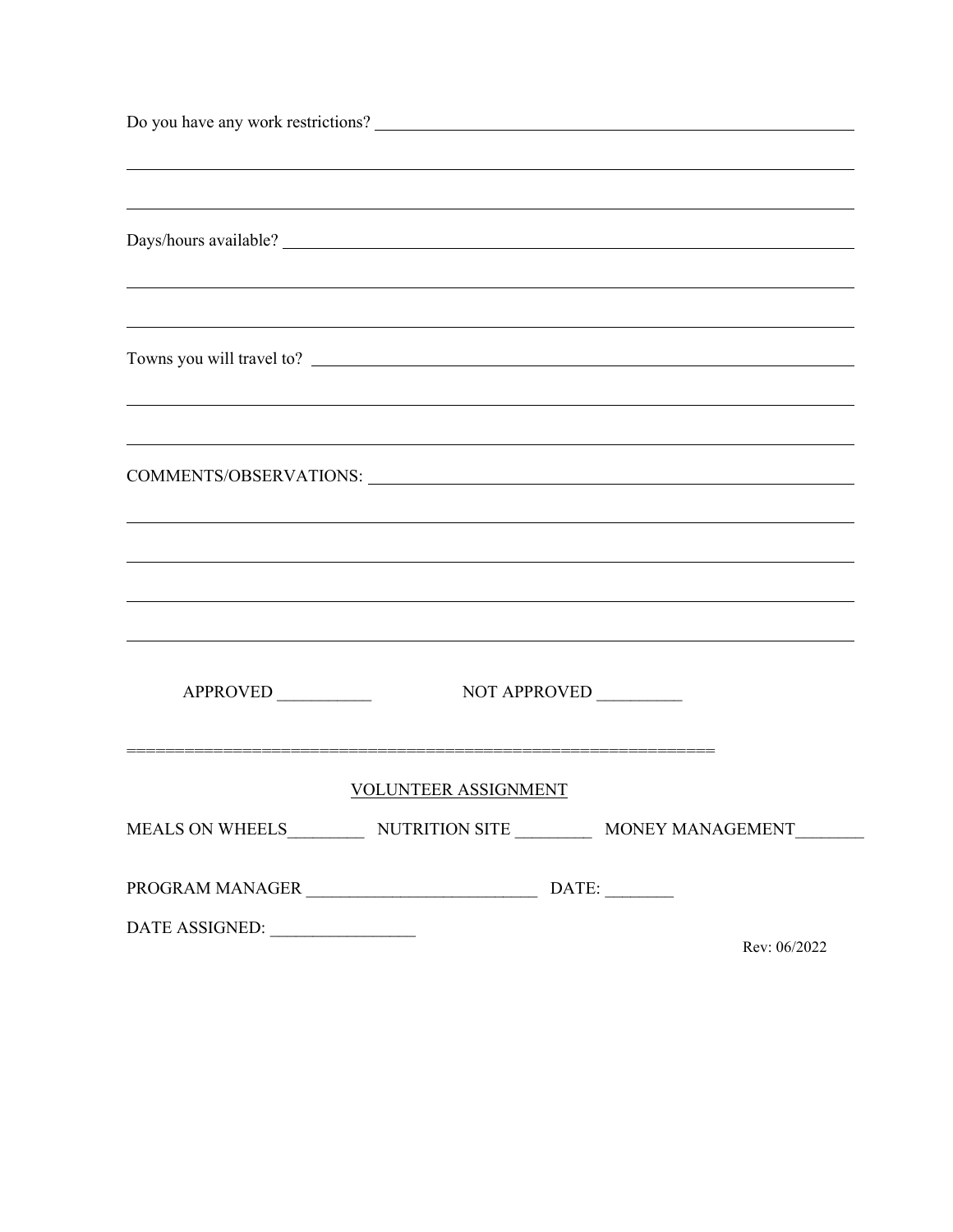Do you have any work restrictions? ____________________________________________________________

______________________________________________________________________________

______________________________________________________________________________

Days/hours available? ________________________________________________________________

______________________________________________________________________________

______________________________________________________________________________

Towns you will travel to? ______________________________________________________________

______________________________________________________________________________

______________________________________________________________________________

COMMENTS/OBSERVATIONS: ____________________________________________________

______________________________________________________________________________

______________________________________________________________________________

______________________________________________________________________________

______________________________________________________________________________

APPROVED ___________ NOT APPROVED __________

==============================================================

VOLUNTEER ASSIGNMENT

MEALS ON WHEELS_________ NUTRITION SITE _________ MONEY MANAGEMENT________

PROGRAM MANAGER ___________________________ DATE: ________

DATE ASSIGNED: _________________

Rev: 06/2022